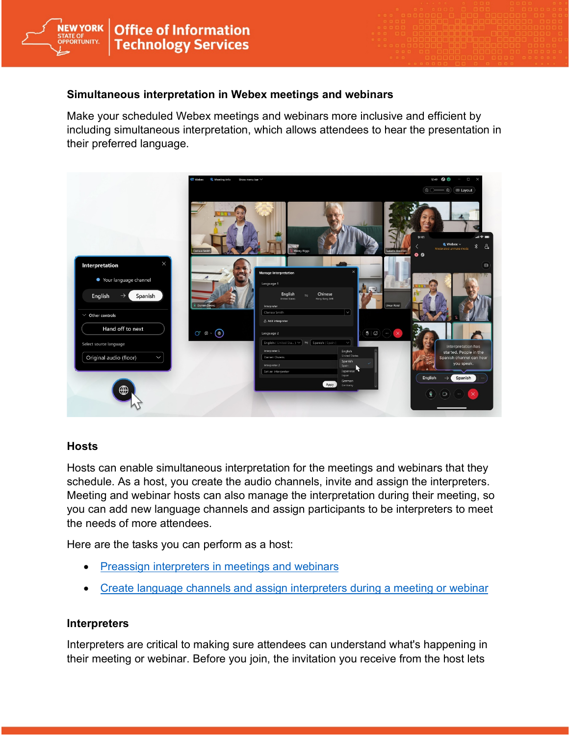## Simultaneous interpretation in Webex meetings and webinars

Make your scheduled Webex meetings and webinars more inclusive and efficient by including simultaneous interpretation, which allows attendees to hear the presentation in their preferred language.

### Hosts

Hosts can enable simultaneous interpretation for the meetings and webinars that they schedule. As a host, you create the audio channels, invite and assign the interpreters. Meeting and webinar hosts can also manage the interpretation during their meeting, so you can add new language channels and assign participants to be interpreters to meet the needs of more attendees.

Here are the tasks you can perform as a host:

- Preassign interpreters in meetings and webinars
- Create language channels and assign interpreters during a meeting or webinar

### Interpreters

Interpreters are critical to making sure attendees can understand what's happening in their meeting or webinar. Before you join, the invitation you receive from the host lets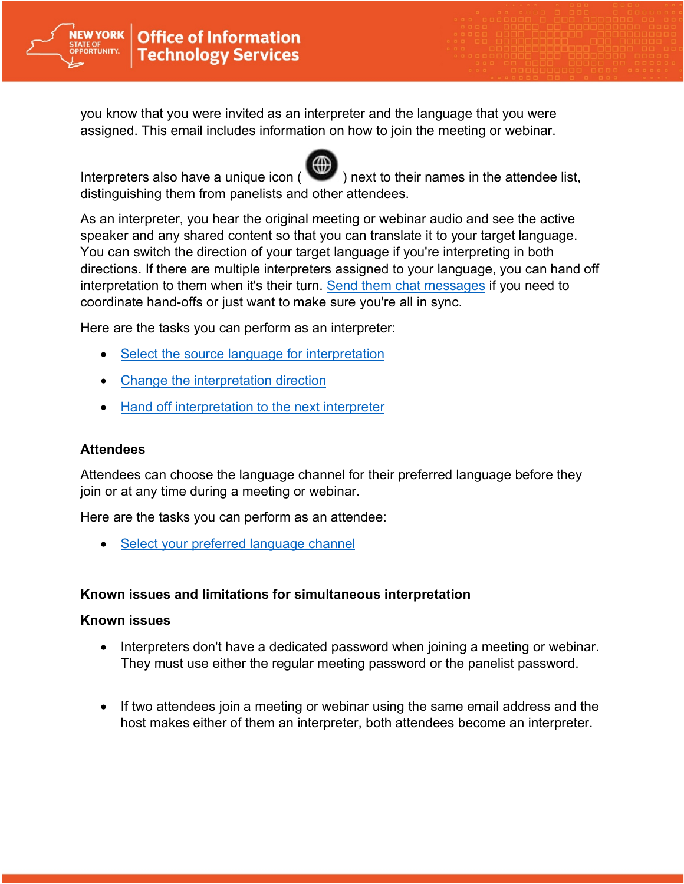you know that you were invited as an interpreter and the language that you were assigned. This email includes information on how to join the meeting or webinar.

Interpreters also have a unique icon ( ) next to their names in the attendee list, distinguishing them from panelists and other attendees.

As an interpreter, you hear the original meeting or webinar audio and see the active speaker and any shared content so that you can translate it to your target language. You can switch the direction of your target language if you're interpreting in both directions. If there are multiple interpreters assigned to your language, you can hand off interpretation to them when it's their turn. Send them chat messages if you need to coordinate hand-offs or just want to make sure you're all in sync.

Here are the tasks you can perform as an interpreter:

- Select the source language for interpretation
- Change the interpretation direction
- Hand off interpretation to the next interpreter

**Attendees**

Attendees can choose the language channel for their preferred language before they join or at any time during a meeting or webinar.

Here are the tasks you can perform as an attendee:

- Select your preferred language channel

**Known issues and limitations for simultaneous interpretation**

**Known issues**

- Interpreters don't have a dedicated password when joining a meeting or webinar. They must use either the regular meeting password or the panelist password.

- If two attendees join a meeting or webinar using the same email address and the host makes either of them an interpreter, both attendees become an interpreter.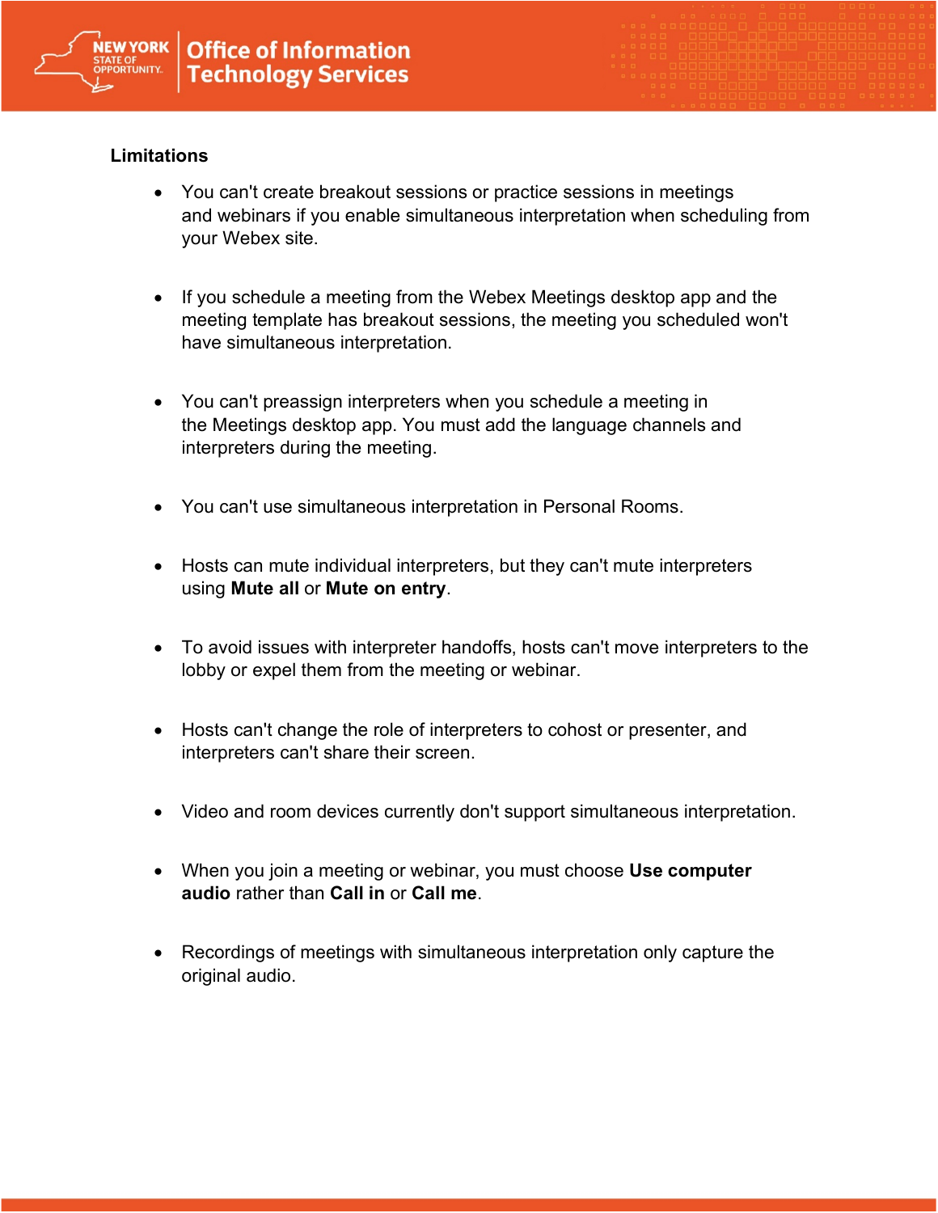**Limitations**

- You can't create breakout sessions or practice sessions in meetings and webinars if you enable simultaneous interpretation when scheduling from your Webex site.

- If you schedule a meeting from the Webex Meetings desktop app and the meeting template has breakout sessions, the meeting you scheduled won't have simultaneous interpretation.

- You can't preassign interpreters when you schedule a meeting in the Meetings desktop app. You must add the language channels and interpreters during the meeting.

- You can't use simultaneous interpretation in Personal Rooms.

- Hosts can mute individual interpreters, but they can't mute interpreters using **Mute all** or **Mute on entry**.

- To avoid issues with interpreter handoffs, hosts can't move interpreters to the lobby or expel them from the meeting or webinar.

- Hosts can't change the role of interpreters to cohost or presenter, and interpreters can't share their screen.

- Video and room devices currently don't support simultaneous interpretation.

- When you join a meeting or webinar, you must choose **Use computer audio** rather than **Call in** or **Call me**.

- Recordings of meetings with simultaneous interpretation only capture the original audio.